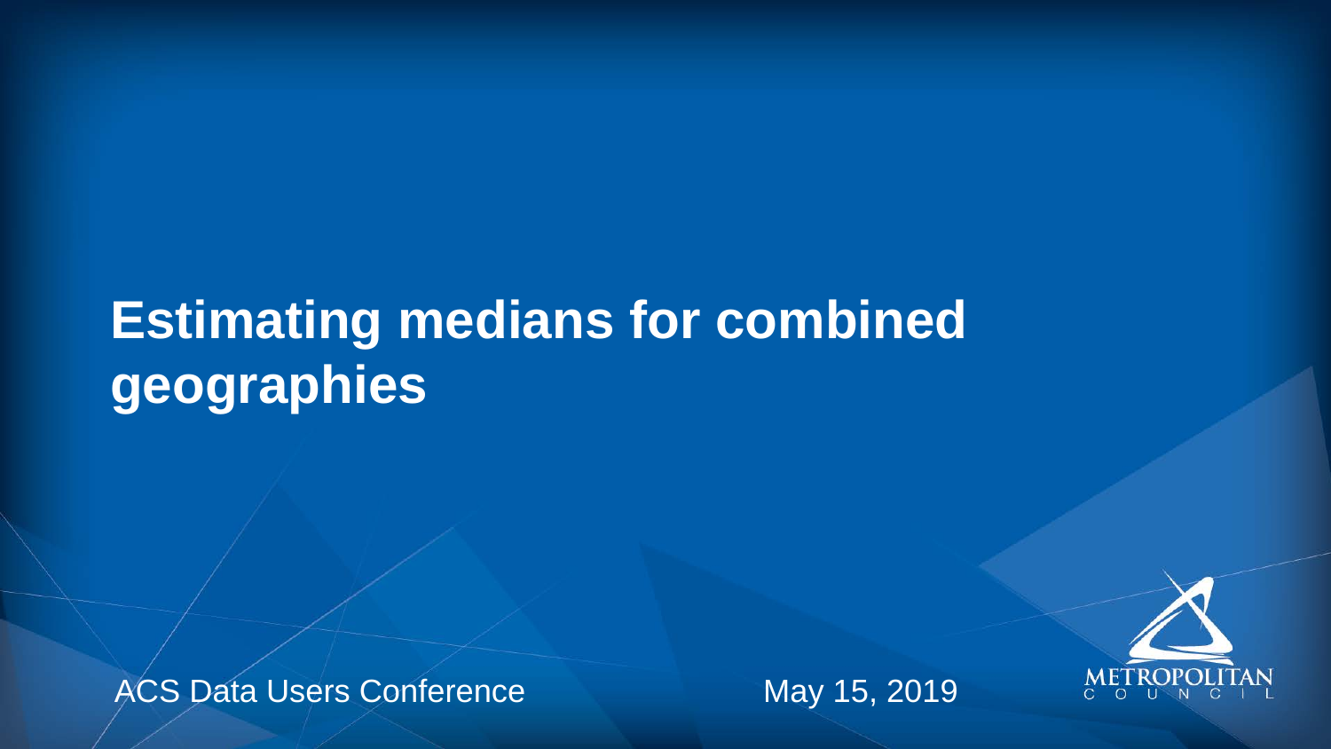# Estimating medians for combined geographies

ACS Data Users Conference

May 15, 2019

METROPOLITAN COUNCIL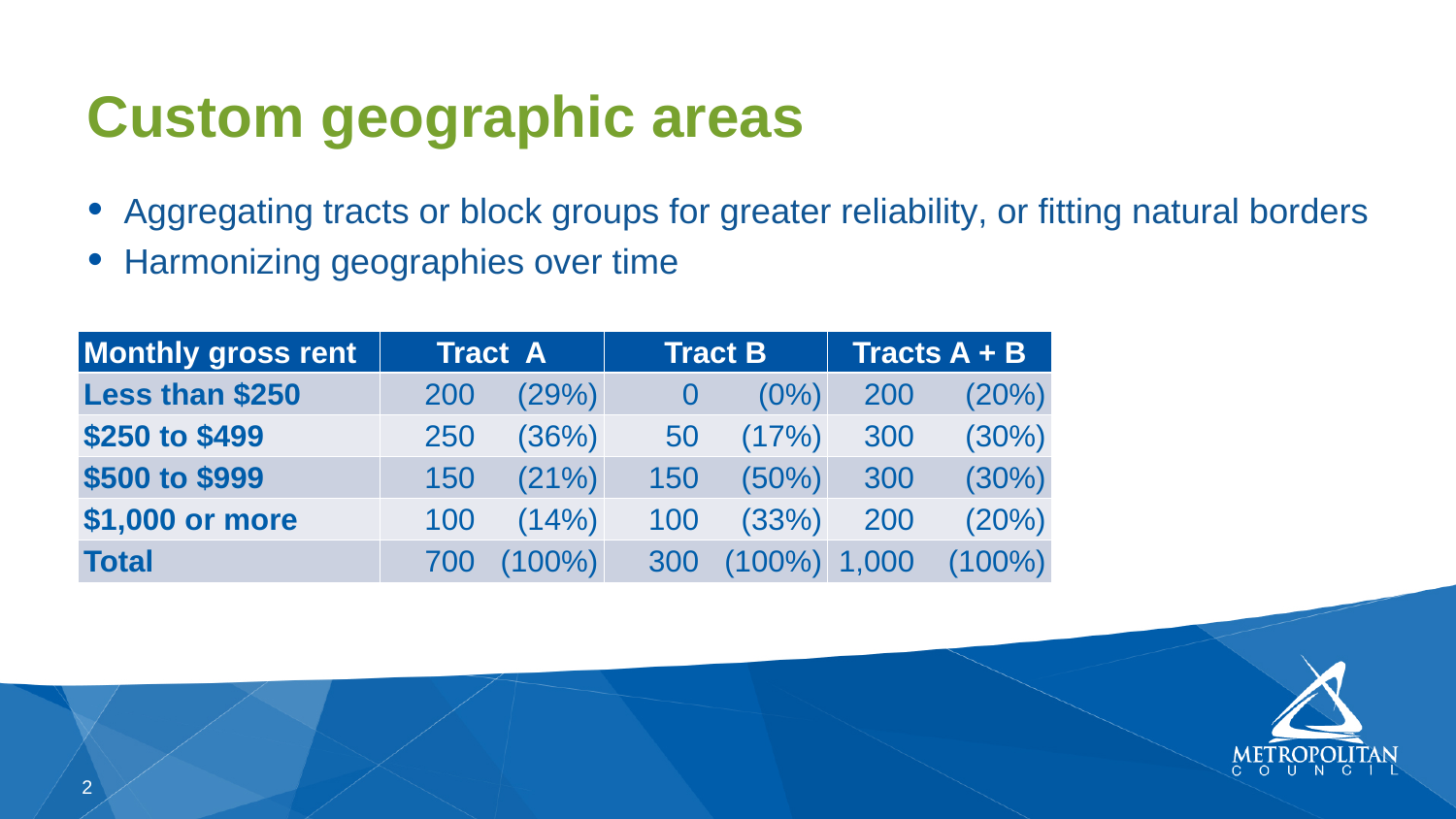# Custom geographic areas

- Aggregating tracts or block groups for greater reliability, or fitting natural borders
- Harmonizing geographies over time

| Monthly gross rent | Tract A | | Tract B | | Tracts A + B | |
|---|---|---|---|---|---|---|
| **Less than $250** | 200 | (29%) | 0 | (0%) | 200 | (20%) |
| **$250 to $499** | 250 | (36%) | 50 | (17%) | 300 | (30%) |
| **$500 to $999** | 150 | (21%) | 150 | (50%) | 300 | (30%) |
| **$1,000 or more** | 100 | (14%) | 100 | (33%) | 200 | (20%) |
| **Total** | 700 | (100%) | 300 | (100%) | 1,000 | (100%) |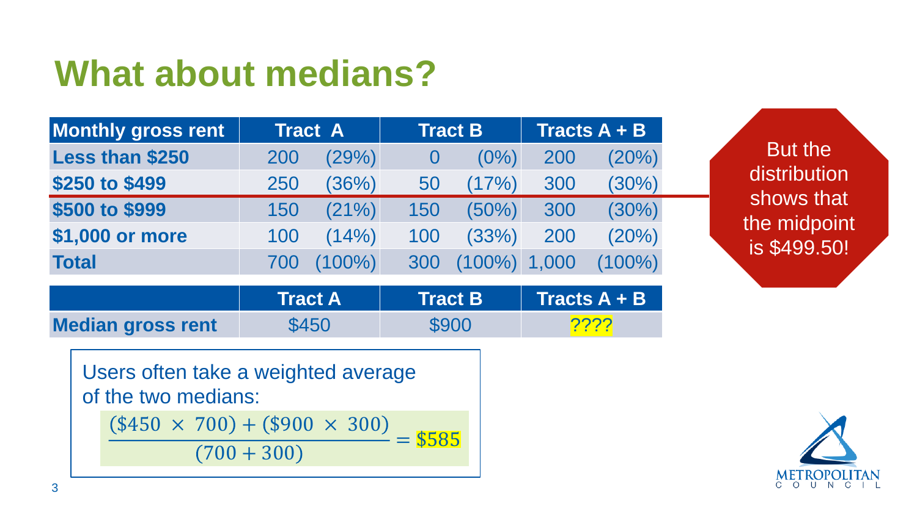# What about medians?

| Monthly gross rent | Tract A | | Tract B | | Tracts A + B | |
|---|---|---|---|---|---|---|
| **Less than $250** | 200 | (29%) | 0 | (0%) | 200 | (20%) |
| **$250 to $499** | 250 | (36%) | 50 | (17%) | 300 | (30%) |
| **$500 to $999** | 150 | (21%) | 150 | (50%) | 300 | (30%) |
| **$1,000 or more** | 100 | (14%) | 100 | (33%) | 200 | (20%) |
| **Total** | 700 | (100%) | 300 | (100%) | 1,000 | (100%) |

| | Tract A | Tract B | Tracts A + B |
|---|---|---|---|
| **Median gross rent** | $450 | $900 | ???? |

But the distribution shows that the midpoint is $499.50!

Users often take a weighted average of the two medians:

$$\frac{(\$450 \times 700) + (\$900 \times 300)}{(700 + 300)} = \$585$$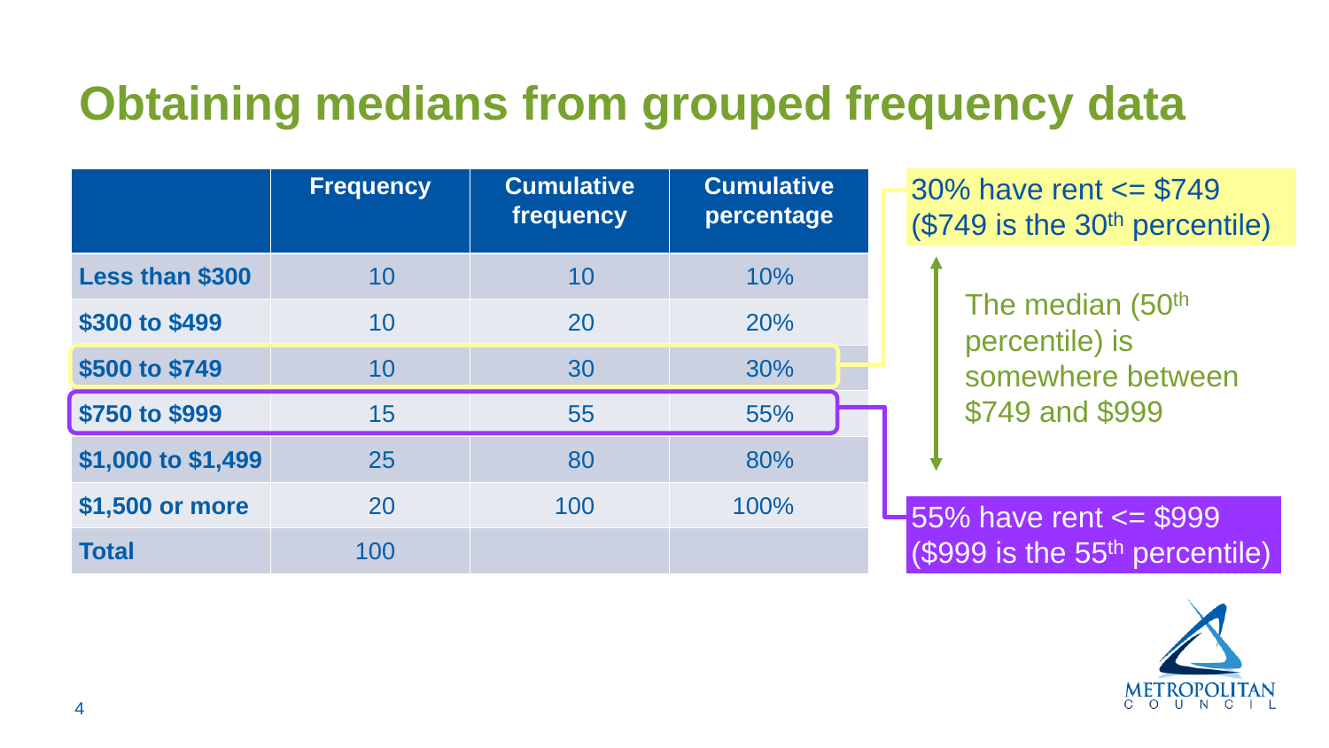# Obtaining medians from grouped frequency data

| | Frequency | Cumulative frequency | Cumulative percentage |
|---|---|---|---|
| **Less than $300** | 10 | 10 | 10% |
| **$300 to $499** | 10 | 20 | 20% |
| **$500 to $749** | 10 | 30 | 30% |
| **$750 to $999** | 15 | 55 | 55% |
| **$1,000 to $1,499** | 25 | 80 | 80% |
| **$1,500 or more** | 20 | 100 | 100% |
| **Total** | 100 | | |

30% have rent <= $749 ($749 is the 30th percentile)

The median (50th percentile) is somewhere between $749 and $999

55% have rent <= $999 ($999 is the 55th percentile)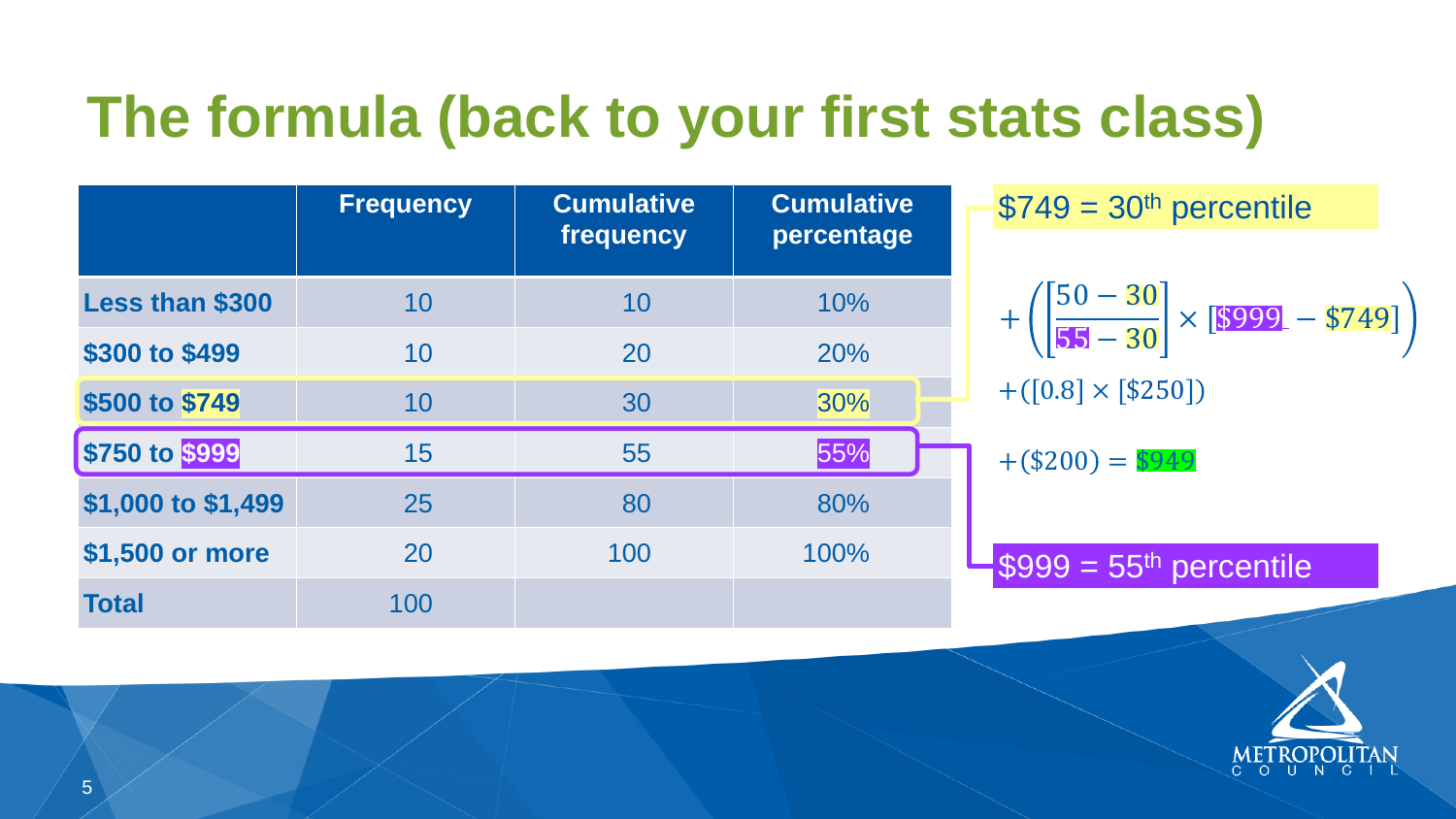# The formula (back to your first stats class)

|  | Frequency | Cumulative frequency | Cumulative percentage |
|---|---|---|---|
| Less than $300 | 10 | 10 | 10% |
| $300 to $499 | 10 | 20 | 20% |
| $500 to $749 | 10 | 30 | 30% |
| $750 to $999 | 15 | 55 | 55% |
| $1,000 to $1,499 | 25 | 80 | 80% |
| $1,500 or more | 20 | 100 | 100% |
| Total | 100 |  |  |

$749 = 30th percentile

$$+\left(\left[\frac{50-30}{55-30}\right]\times[\$999-\$749]\right)$$

$$+([0.8]\times[\$250])$$

$$+(\$200)=\$949$$

$999 = 55th percentile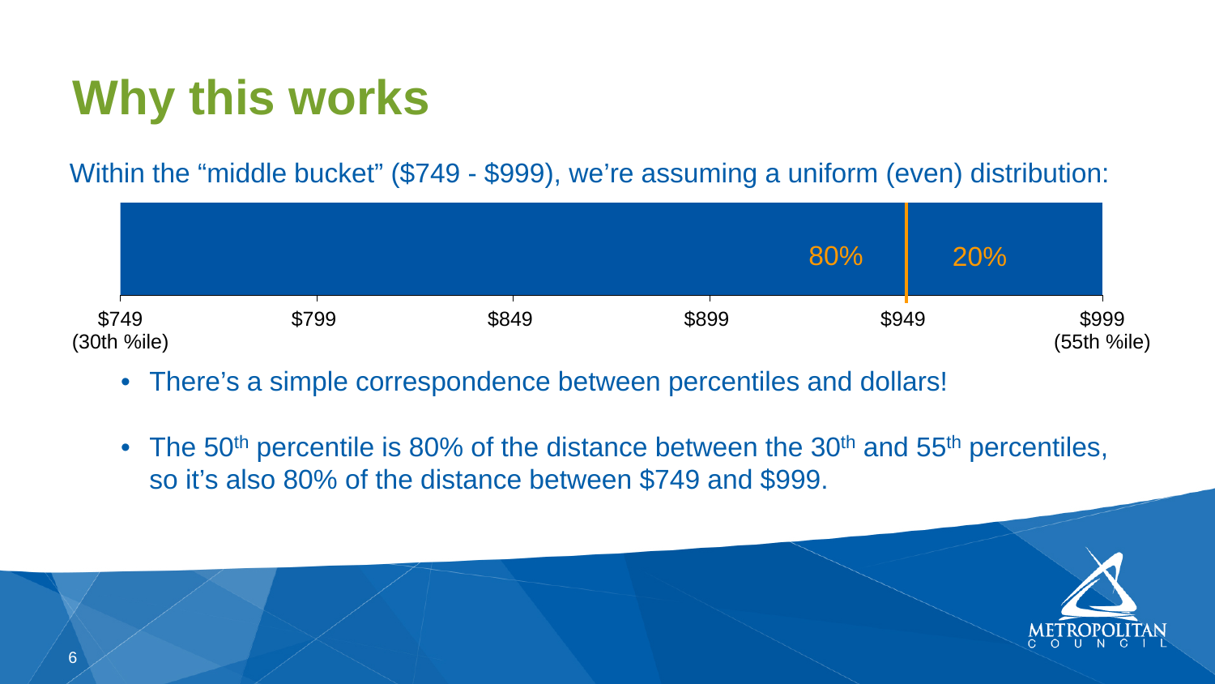# Why this works

Within the "middle bucket" ($749 - $999), we're assuming a uniform (even) distribution:

80% | 20%

$749 (30th %ile) — $799 — $849 — $899 — $949 — $999 (55th %ile)

- There's a simple correspondence between percentiles and dollars!
- The 50th percentile is 80% of the distance between the 30th and 55th percentiles, so it's also 80% of the distance between $749 and $999.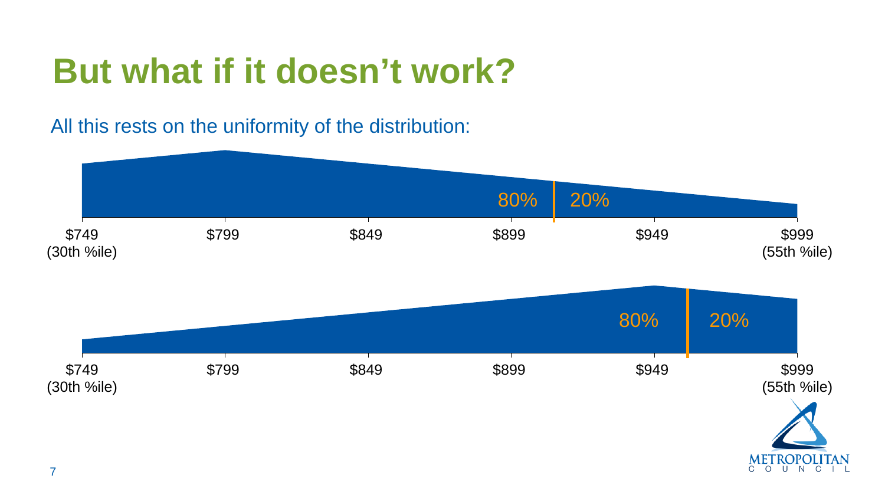# But what if it doesn't work?

All this rests on the uniformity of the distribution:

80% | 20%

$749 (30th %ile) | $799 | $849 | $899 | $949 | $999 (55th %ile)

80% | 20%

$749 (30th %ile) | $799 | $849 | $899 | $949 | $999 (55th %ile)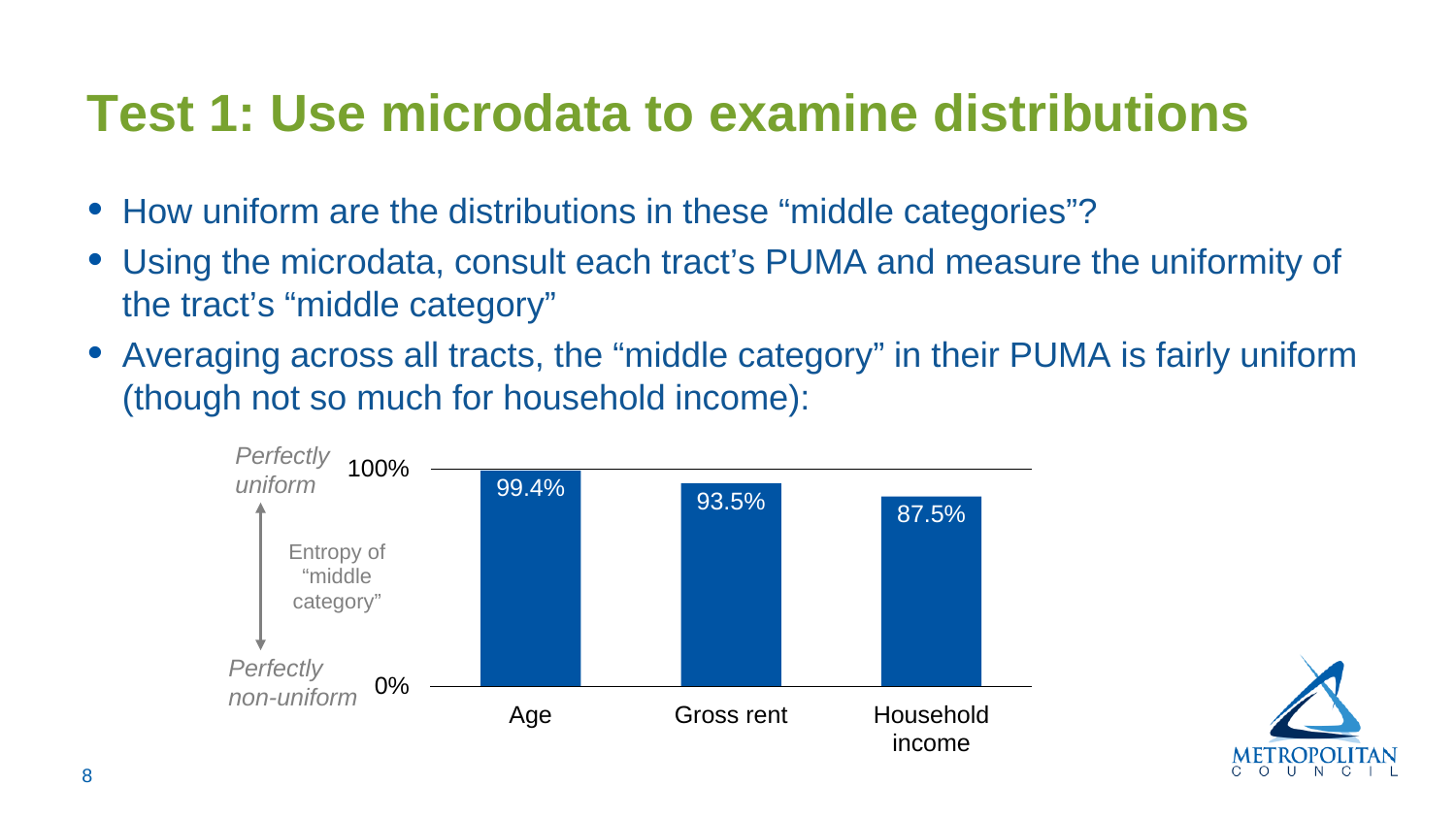# Test 1: Use microdata to examine distributions

- How uniform are the distributions in these "middle categories"?
- Using the microdata, consult each tract's PUMA and measure the uniformity of the tract's "middle category"
- Averaging across all tracts, the "middle category" in their PUMA is fairly uniform (though not so much for household income):

| | Entropy of "middle category" (0% = *Perfectly non-uniform*, 100% = *Perfectly uniform*) |
|---|---|
| Age | 99.4% |
| Gross rent | 93.5% |
| Household income | 87.5% |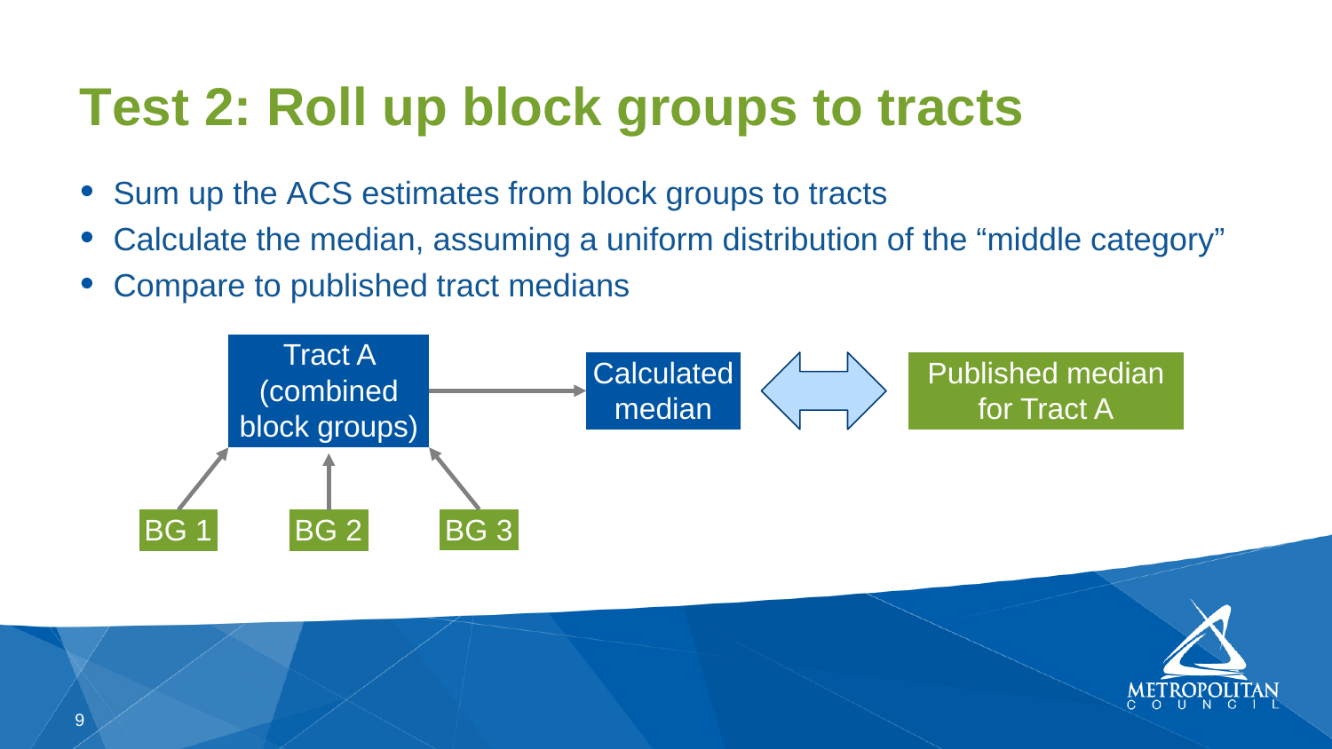# Test 2: Roll up block groups to tracts

- Sum up the ACS estimates from block groups to tracts
- Calculate the median, assuming a uniform distribution of the "middle category"
- Compare to published tract medians

BG 1, BG 2, BG 3 → Tract A (combined block groups) → Calculated median ⟷ Published median for Tract A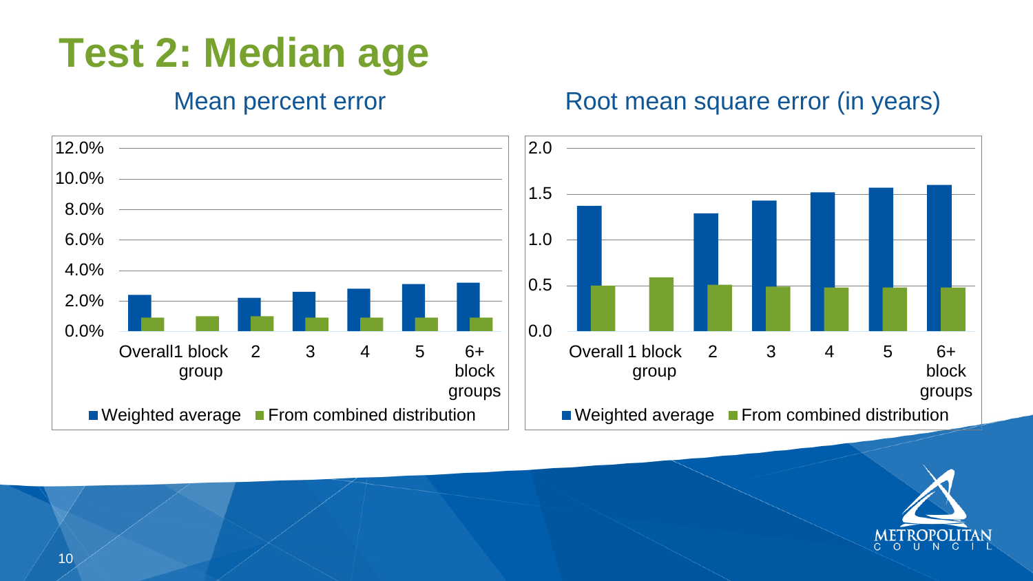# Test 2: Median age

## Mean percent error

| | Overall | 1 block group | 2 | 3 | 4 | 5 | 6+ block groups |
|---|---|---|---|---|---|---|---|
| Weighted average | | | | | | | |
| From combined distribution | | | | | | | |

## Root mean square error (in years)

| | Overall | 1 block group | 2 | 3 | 4 | 5 | 6+ block groups |
|---|---|---|---|---|---|---|---|
| Weighted average | | | | | | | |
| From combined distribution | | | | | | | |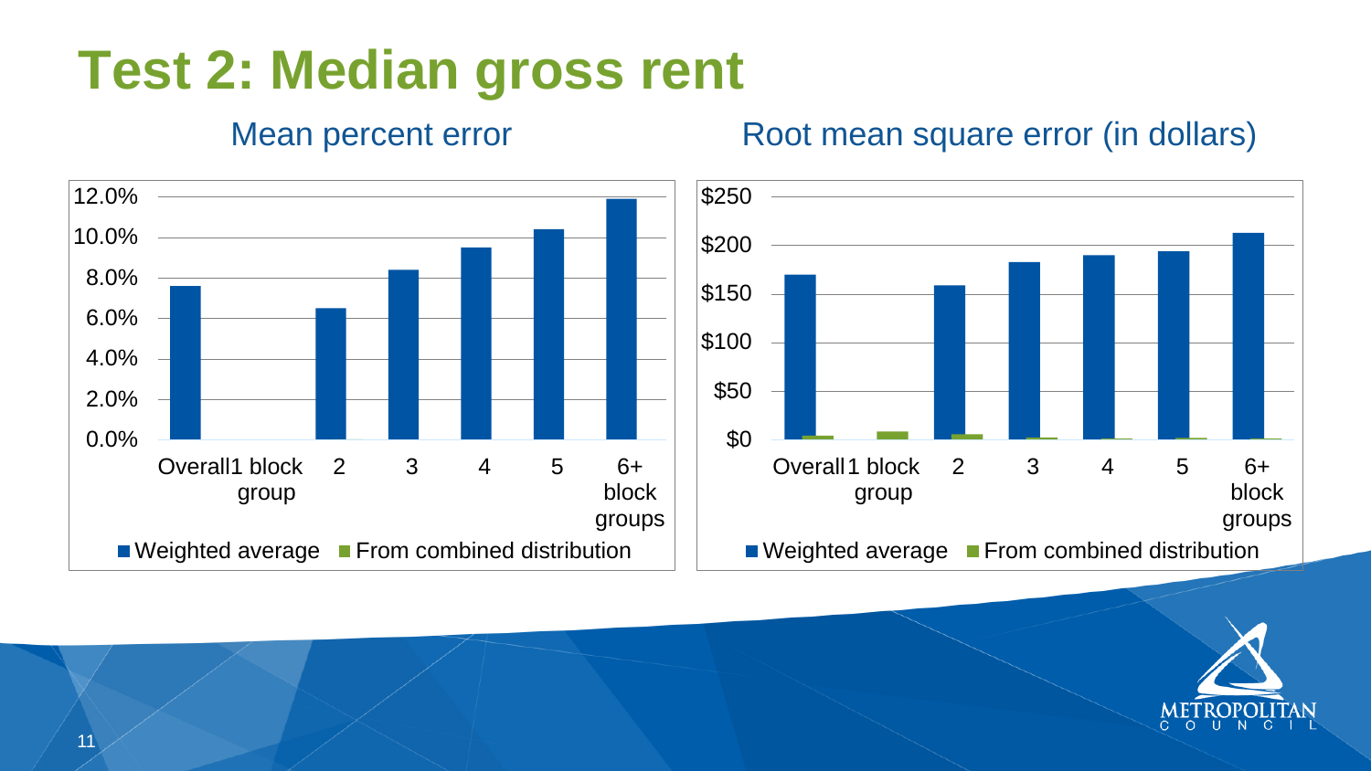# Test 2: Median gross rent

## Mean percent error

| Category | Weighted average | From combined distribution |
|---|---|---|
| Overall | 7.6% | |
| 1 block group | | |
| 2 | 6.5% | |
| 3 | 8.4% | |
| 4 | 9.5% | |
| 5 | 10.4% | |
| 6+ block groups | 11.9% | |

## Root mean square error (in dollars)

| Category | Weighted average | From combined distribution |
|---|---|---|
| Overall | $170 | $4 |
| 1 block group | | $8 |
| 2 | $159 | $5 |
| 3 | $183 | $2 |
| 4 | $190 | $1 |
| 5 | $194 | $2 |
| 6+ block groups | $213 | $1 |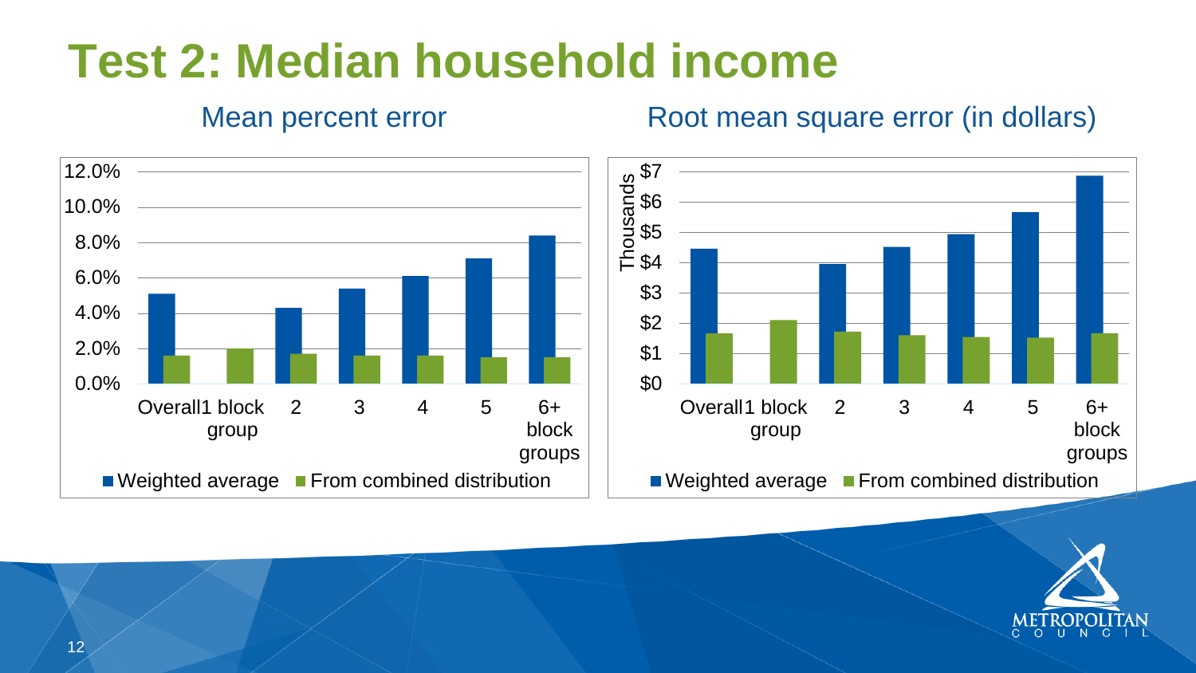# Test 2: Median household income

## Mean percent error

| | Weighted average | From combined distribution |
|---|---|---|
| Overall | 5.1% | 1.6% |
| 1 block group | | 2.0% |
| 2 | 4.3% | 1.7% |
| 3 | 5.4% | 1.6% |
| 4 | 6.1% | 1.6% |
| 5 | 7.1% | 1.5% |
| 6+ block groups | 8.4% | 1.5% |

## Root mean square error (in dollars)

| Thousands | Weighted average | From combined distribution |
|---|---|---|
| Overall | $4.45 | $1.65 |
| 1 block group | | $2.1 |
| 2 | $3.95 | $1.7 |
| 3 | $4.5 | $1.6 |
| 4 | $4.9 | $1.55 |
| 5 | $5.65 | $1.5 |
| 6+ block groups | $6.85 | $1.65 |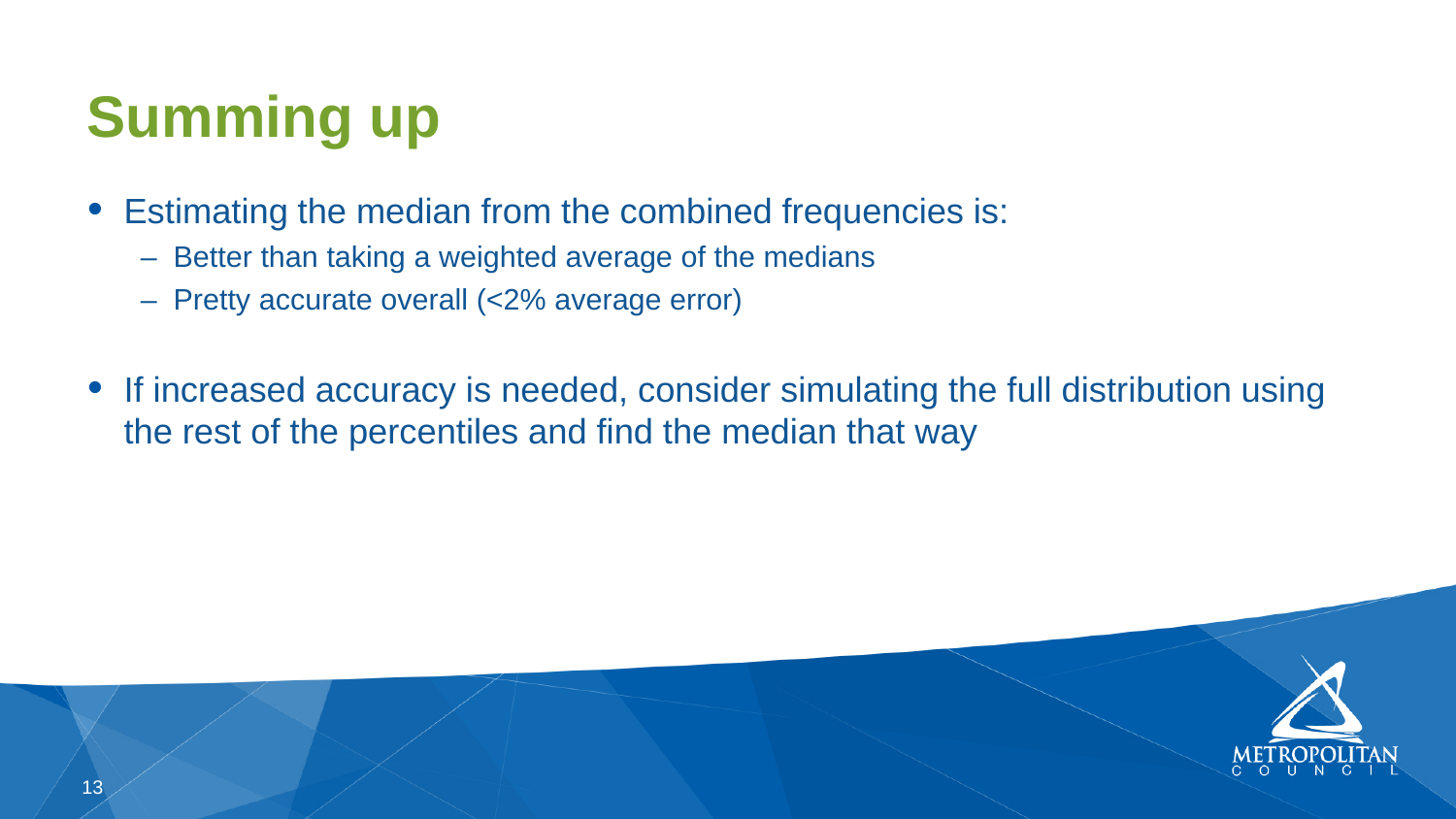# Summing up

- Estimating the median from the combined frequencies is:
  - Better than taking a weighted average of the medians
  - Pretty accurate overall (<2% average error)
- If increased accuracy is needed, consider simulating the full distribution using the rest of the percentiles and find the median that way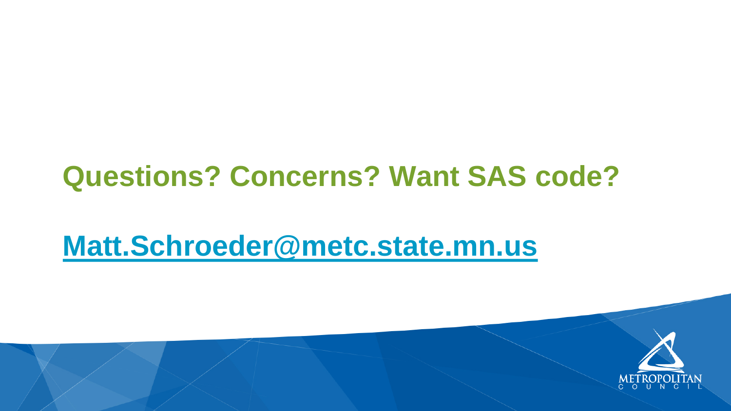## Questions? Concerns? Want SAS code?

[Matt.Schroeder@metc.state.mn.us](mailto:Matt.Schroeder@metc.state.mn.us)

METROPOLITAN COUNCIL